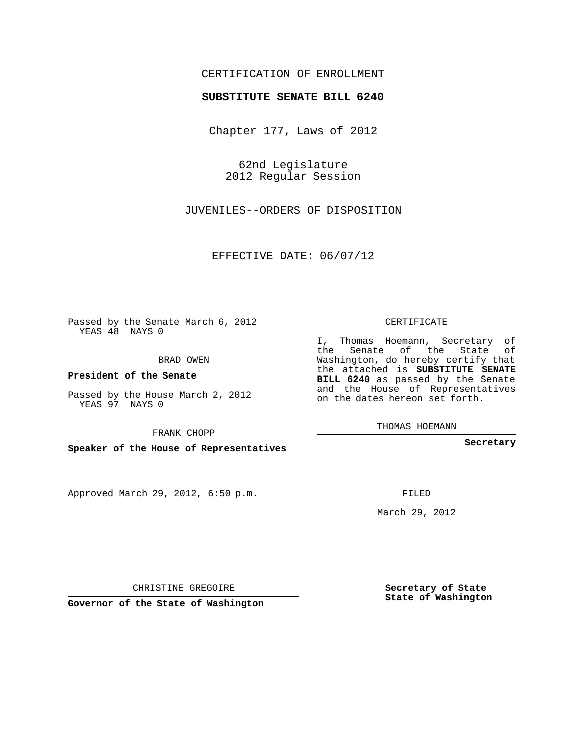CERTIFICATION OF ENROLLMENT

**SUBSTITUTE SENATE BILL 6240**

Chapter 177, Laws of 2012

62nd Legislature
2012 Regular Session

JUVENILES--ORDERS OF DISPOSITION

EFFECTIVE DATE: 06/07/12

Passed by the Senate March 6, 2012
YEAS 48 NAYS 0

BRAD OWEN

**President of the Senate**

Passed by the House March 2, 2012
YEAS 97 NAYS 0

FRANK CHOPP

**Speaker of the House of Representatives**

Approved March 29, 2012, 6:50 p.m.

CHRISTINE GREGOIRE

**Governor of the State of Washington**

CERTIFICATE

I, Thomas Hoemann, Secretary of the Senate of the State of Washington, do hereby certify that the attached is **SUBSTITUTE SENATE BILL 6240** as passed by the Senate and the House of Representatives on the dates hereon set forth.

THOMAS HOEMANN

**Secretary**

FILED

March 29, 2012

**Secretary of State
State of Washington**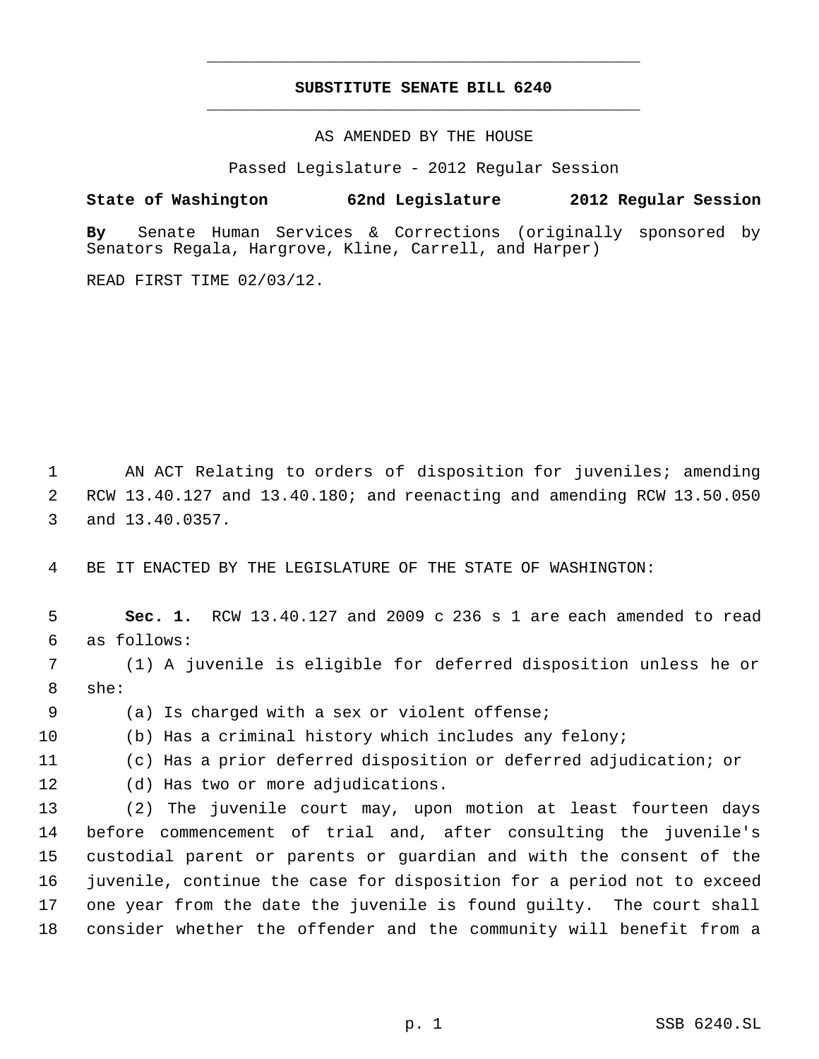# SUBSTITUTE SENATE BILL 6240

AS AMENDED BY THE HOUSE

Passed Legislature - 2012 Regular Session

**State of Washington 62nd Legislature 2012 Regular Session**

**By** Senate Human Services & Corrections (originally sponsored by Senators Regala, Hargrove, Kline, Carrell, and Harper)

READ FIRST TIME 02/03/12.

AN ACT Relating to orders of disposition for juveniles; amending RCW 13.40.127 and 13.40.180; and reenacting and amending RCW 13.50.050 and 13.40.0357.

BE IT ENACTED BY THE LEGISLATURE OF THE STATE OF WASHINGTON:

**Sec. 1.** RCW 13.40.127 and 2009 c 236 s 1 are each amended to read as follows:

(1) A juvenile is eligible for deferred disposition unless he or she:

(a) Is charged with a sex or violent offense;

(b) Has a criminal history which includes any felony;

(c) Has a prior deferred disposition or deferred adjudication; or

(d) Has two or more adjudications.

(2) The juvenile court may, upon motion at least fourteen days before commencement of trial and, after consulting the juvenile's custodial parent or parents or guardian and with the consent of the juvenile, continue the case for disposition for a period not to exceed one year from the date the juvenile is found guilty. The court shall consider whether the offender and the community will benefit from a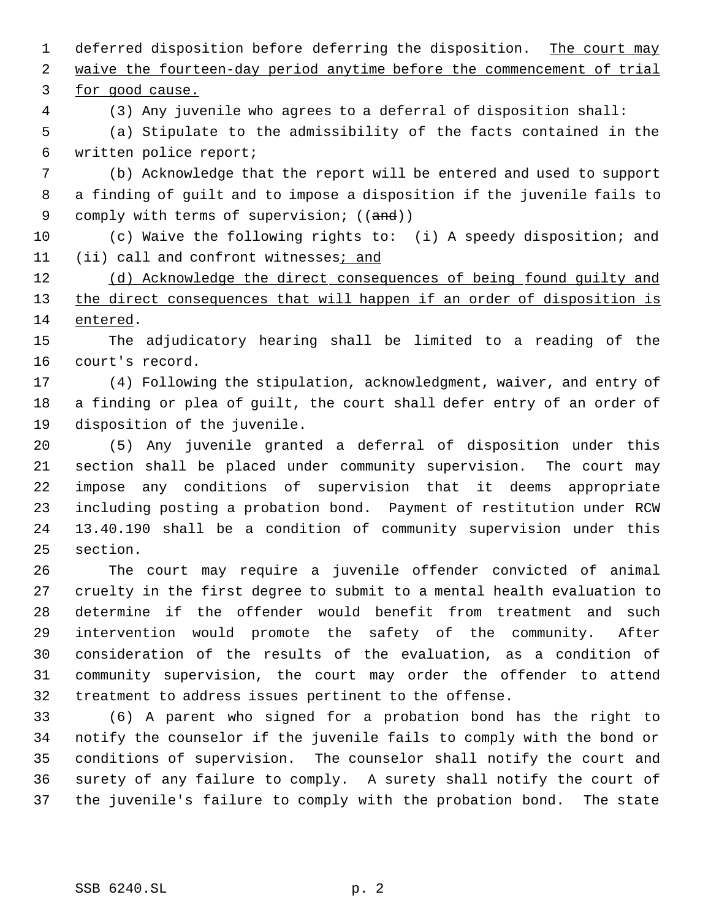deferred disposition before deferring the disposition. The court may waive the fourteen-day period anytime before the commencement of trial for good cause.

(3) Any juvenile who agrees to a deferral of disposition shall:

(a) Stipulate to the admissibility of the facts contained in the written police report;

(b) Acknowledge that the report will be entered and used to support a finding of guilt and to impose a disposition if the juvenile fails to comply with terms of supervision; ((and))

(c) Waive the following rights to: (i) A speedy disposition; and (ii) call and confront witnesses; and

(d) Acknowledge the direct consequences of being found guilty and the direct consequences that will happen if an order of disposition is entered.

The adjudicatory hearing shall be limited to a reading of the court's record.

(4) Following the stipulation, acknowledgment, waiver, and entry of a finding or plea of guilt, the court shall defer entry of an order of disposition of the juvenile.

(5) Any juvenile granted a deferral of disposition under this section shall be placed under community supervision. The court may impose any conditions of supervision that it deems appropriate including posting a probation bond. Payment of restitution under RCW 13.40.190 shall be a condition of community supervision under this section.

The court may require a juvenile offender convicted of animal cruelty in the first degree to submit to a mental health evaluation to determine if the offender would benefit from treatment and such intervention would promote the safety of the community. After consideration of the results of the evaluation, as a condition of community supervision, the court may order the offender to attend treatment to address issues pertinent to the offense.

(6) A parent who signed for a probation bond has the right to notify the counselor if the juvenile fails to comply with the bond or conditions of supervision. The counselor shall notify the court and surety of any failure to comply. A surety shall notify the court of the juvenile's failure to comply with the probation bond. The state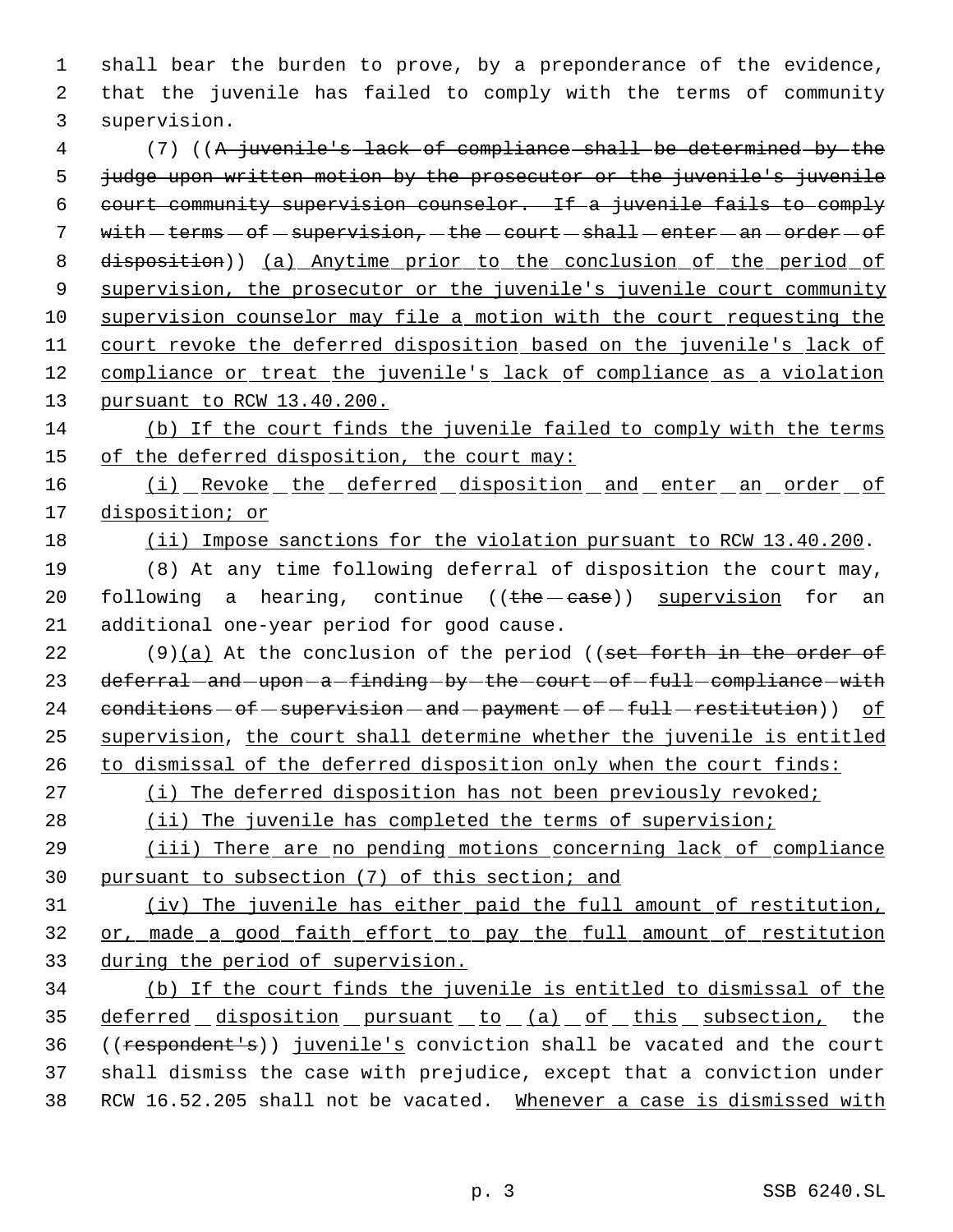shall bear the burden to prove, by a preponderance of the evidence, that the juvenile has failed to comply with the terms of community supervision.

(7) ((~~A juvenile's lack of compliance shall be determined by the judge upon written motion by the prosecutor or the juvenile's juvenile court community supervision counselor. If a juvenile fails to comply with terms of supervision, the court shall enter an order of disposition~~)) <u>(a) Anytime prior to the conclusion of the period of supervision, the prosecutor or the juvenile's juvenile court community supervision counselor may file a motion with the court requesting the court revoke the deferred disposition based on the juvenile's lack of compliance or treat the juvenile's lack of compliance as a violation pursuant to RCW 13.40.200.</u>

<u>(b) If the court finds the juvenile failed to comply with the terms of the deferred disposition, the court may:</u>

<u>(i) Revoke the deferred disposition and enter an order of disposition; or</u>

<u>(ii) Impose sanctions for the violation pursuant to RCW 13.40.200</u>.

(8) At any time following deferral of disposition the court may, following a hearing, continue ((~~the case~~)) <u>supervision</u> for an additional one-year period for good cause.

(9)<u>(a)</u> At the conclusion of the period ((~~set forth in the order of deferral and upon a finding by the court of full compliance with conditions of supervision and payment of full restitution~~)) <u>of supervision</u>, <u>the court shall determine whether the juvenile is entitled to dismissal of the deferred disposition only when the court finds:</u>

<u>(i) The deferred disposition has not been previously revoked;</u>

<u>(ii) The juvenile has completed the terms of supervision;</u>

<u>(iii) There are no pending motions concerning lack of compliance pursuant to subsection (7) of this section; and</u>

<u>(iv) The juvenile has either paid the full amount of restitution, or, made a good faith effort to pay the full amount of restitution during the period of supervision.</u>

<u>(b) If the court finds the juvenile is entitled to dismissal of the deferred disposition pursuant to (a) of this subsection,</u> the ((~~respondent's~~)) <u>juvenile's</u> conviction shall be vacated and the court shall dismiss the case with prejudice, except that a conviction under RCW 16.52.205 shall not be vacated. <u>Whenever a case is dismissed with</u>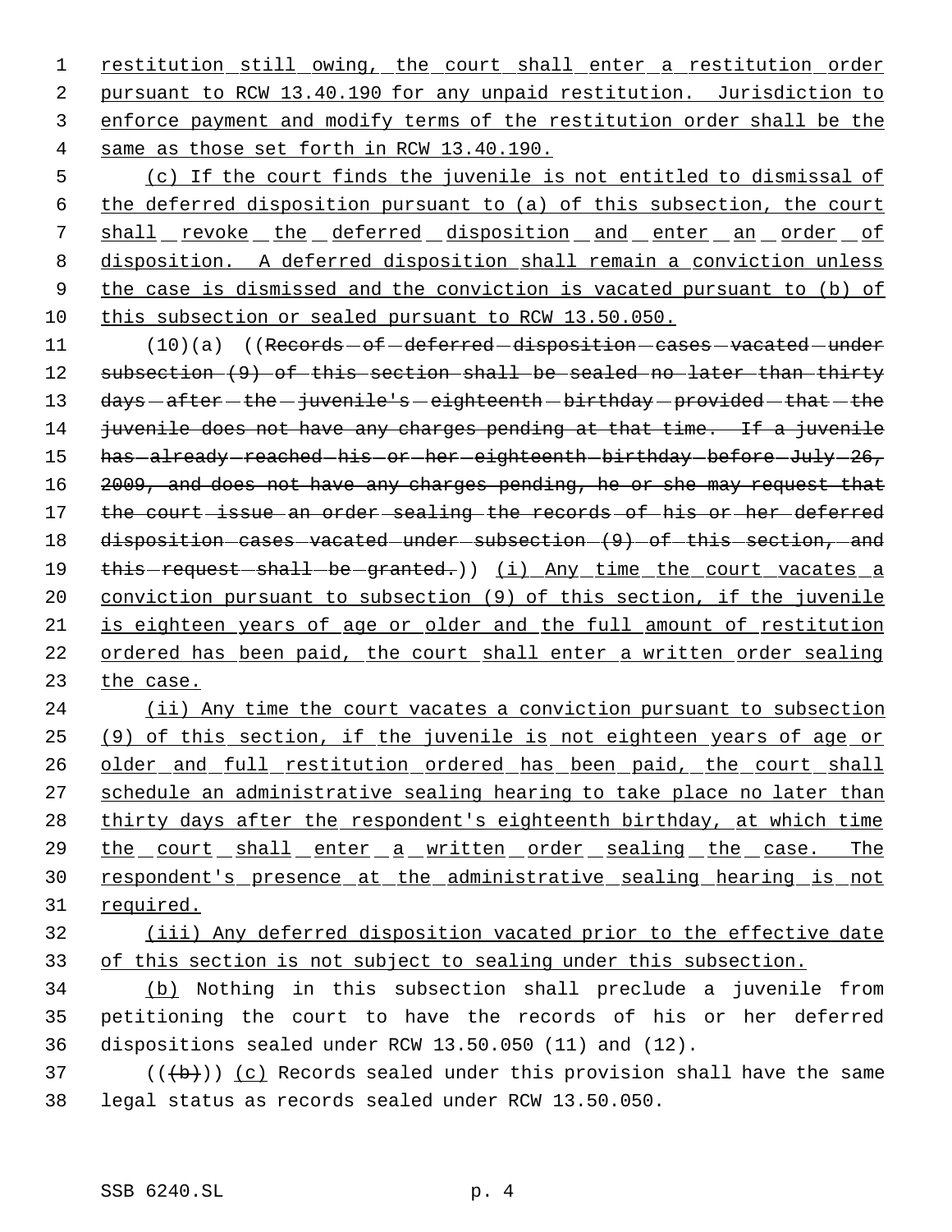restitution still owing, the court shall enter a restitution order pursuant to RCW 13.40.190 for any unpaid restitution. Jurisdiction to enforce payment and modify terms of the restitution order shall be the same as those set forth in RCW 13.40.190.

(c) If the court finds the juvenile is not entitled to dismissal of the deferred disposition pursuant to (a) of this subsection, the court shall revoke the deferred disposition and enter an order of disposition. A deferred disposition shall remain a conviction unless the case is dismissed and the conviction is vacated pursuant to (b) of this subsection or sealed pursuant to RCW 13.50.050.

(10)(a) ((~~Records of deferred disposition cases vacated under subsection (9) of this section shall be sealed no later than thirty days after the juvenile's eighteenth birthday provided that the juvenile does not have any charges pending at that time. If a juvenile has already reached his or her eighteenth birthday before July 26, 2009, and does not have any charges pending, he or she may request that the court issue an order sealing the records of his or her deferred disposition cases vacated under subsection (9) of this section, and this request shall be granted.~~)) (i) Any time the court vacates a conviction pursuant to subsection (9) of this section, if the juvenile is eighteen years of age or older and the full amount of restitution ordered has been paid, the court shall enter a written order sealing the case.

(ii) Any time the court vacates a conviction pursuant to subsection (9) of this section, if the juvenile is not eighteen years of age or older and full restitution ordered has been paid, the court shall schedule an administrative sealing hearing to take place no later than thirty days after the respondent's eighteenth birthday, at which time the court shall enter a written order sealing the case. The respondent's presence at the administrative sealing hearing is not required.

(iii) Any deferred disposition vacated prior to the effective date of this section is not subject to sealing under this subsection.

(b) Nothing in this subsection shall preclude a juvenile from petitioning the court to have the records of his or her deferred dispositions sealed under RCW 13.50.050 (11) and (12).

((~~(b)~~)) (c) Records sealed under this provision shall have the same legal status as records sealed under RCW 13.50.050.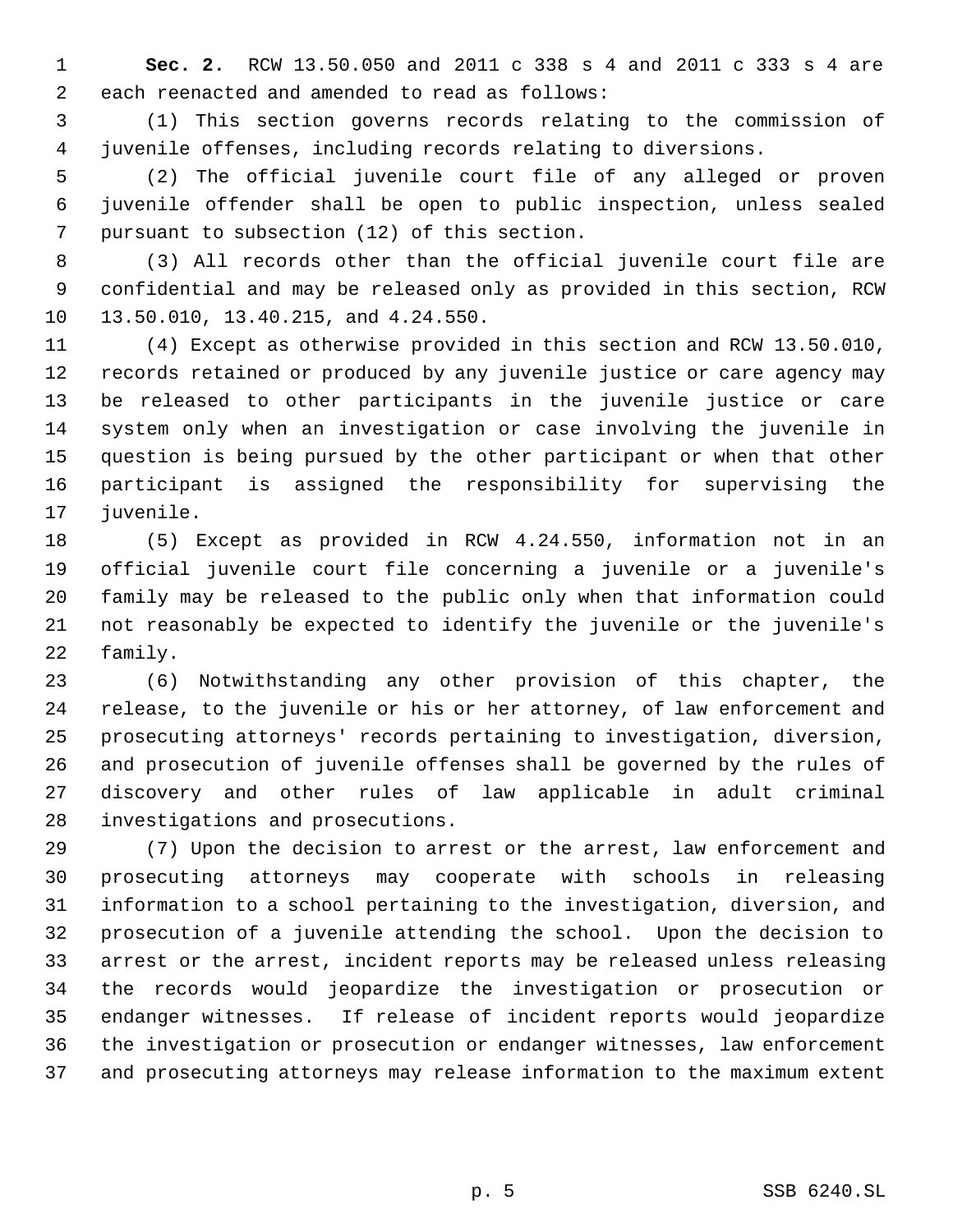**Sec. 2.** RCW 13.50.050 and 2011 c 338 s 4 and 2011 c 333 s 4 are each reenacted and amended to read as follows:

(1) This section governs records relating to the commission of juvenile offenses, including records relating to diversions.

(2) The official juvenile court file of any alleged or proven juvenile offender shall be open to public inspection, unless sealed pursuant to subsection (12) of this section.

(3) All records other than the official juvenile court file are confidential and may be released only as provided in this section, RCW 13.50.010, 13.40.215, and 4.24.550.

(4) Except as otherwise provided in this section and RCW 13.50.010, records retained or produced by any juvenile justice or care agency may be released to other participants in the juvenile justice or care system only when an investigation or case involving the juvenile in question is being pursued by the other participant or when that other participant is assigned the responsibility for supervising the juvenile.

(5) Except as provided in RCW 4.24.550, information not in an official juvenile court file concerning a juvenile or a juvenile's family may be released to the public only when that information could not reasonably be expected to identify the juvenile or the juvenile's family.

(6) Notwithstanding any other provision of this chapter, the release, to the juvenile or his or her attorney, of law enforcement and prosecuting attorneys' records pertaining to investigation, diversion, and prosecution of juvenile offenses shall be governed by the rules of discovery and other rules of law applicable in adult criminal investigations and prosecutions.

(7) Upon the decision to arrest or the arrest, law enforcement and prosecuting attorneys may cooperate with schools in releasing information to a school pertaining to the investigation, diversion, and prosecution of a juvenile attending the school. Upon the decision to arrest or the arrest, incident reports may be released unless releasing the records would jeopardize the investigation or prosecution or endanger witnesses. If release of incident reports would jeopardize the investigation or prosecution or endanger witnesses, law enforcement and prosecuting attorneys may release information to the maximum extent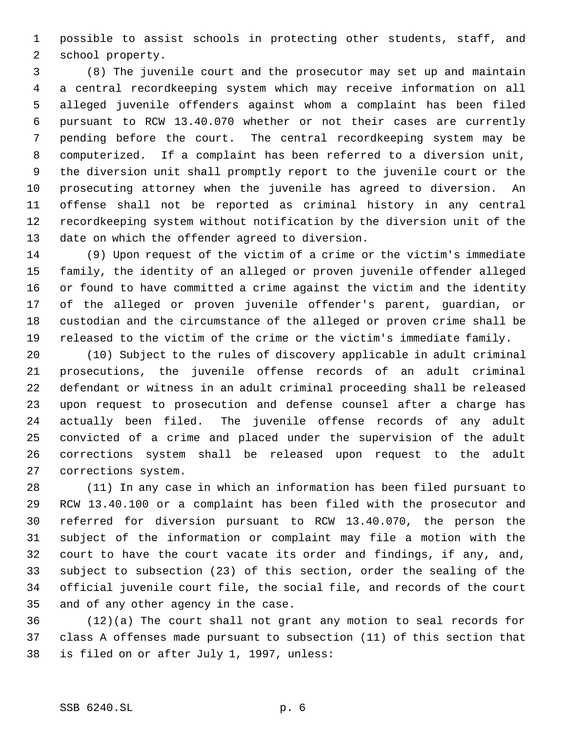possible to assist schools in protecting other students, staff, and school property.

(8) The juvenile court and the prosecutor may set up and maintain a central recordkeeping system which may receive information on all alleged juvenile offenders against whom a complaint has been filed pursuant to RCW 13.40.070 whether or not their cases are currently pending before the court. The central recordkeeping system may be computerized. If a complaint has been referred to a diversion unit, the diversion unit shall promptly report to the juvenile court or the prosecuting attorney when the juvenile has agreed to diversion. An offense shall not be reported as criminal history in any central recordkeeping system without notification by the diversion unit of the date on which the offender agreed to diversion.

(9) Upon request of the victim of a crime or the victim's immediate family, the identity of an alleged or proven juvenile offender alleged or found to have committed a crime against the victim and the identity of the alleged or proven juvenile offender's parent, guardian, or custodian and the circumstance of the alleged or proven crime shall be released to the victim of the crime or the victim's immediate family.

(10) Subject to the rules of discovery applicable in adult criminal prosecutions, the juvenile offense records of an adult criminal defendant or witness in an adult criminal proceeding shall be released upon request to prosecution and defense counsel after a charge has actually been filed. The juvenile offense records of any adult convicted of a crime and placed under the supervision of the adult corrections system shall be released upon request to the adult corrections system.

(11) In any case in which an information has been filed pursuant to RCW 13.40.100 or a complaint has been filed with the prosecutor and referred for diversion pursuant to RCW 13.40.070, the person the subject of the information or complaint may file a motion with the court to have the court vacate its order and findings, if any, and, subject to subsection (23) of this section, order the sealing of the official juvenile court file, the social file, and records of the court and of any other agency in the case.

(12)(a) The court shall not grant any motion to seal records for class A offenses made pursuant to subsection (11) of this section that is filed on or after July 1, 1997, unless: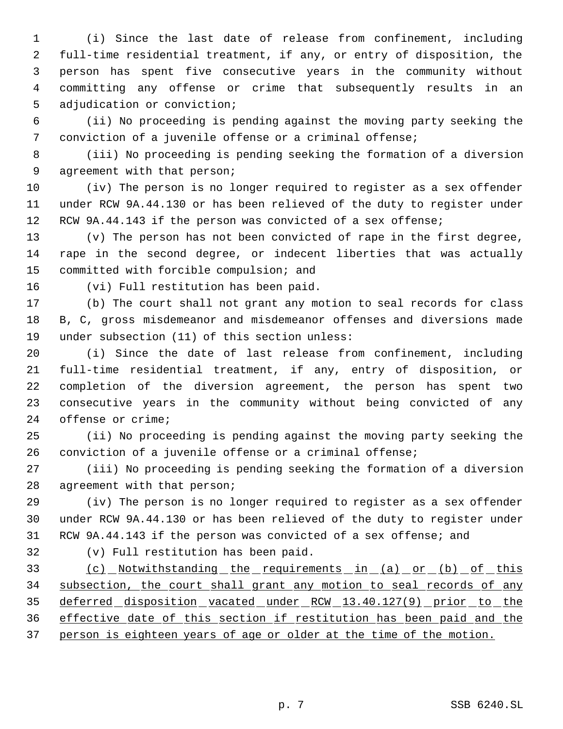(i) Since the last date of release from confinement, including full-time residential treatment, if any, or entry of disposition, the person has spent five consecutive years in the community without committing any offense or crime that subsequently results in an adjudication or conviction;

(ii) No proceeding is pending against the moving party seeking the conviction of a juvenile offense or a criminal offense;

(iii) No proceeding is pending seeking the formation of a diversion agreement with that person;

(iv) The person is no longer required to register as a sex offender under RCW 9A.44.130 or has been relieved of the duty to register under RCW 9A.44.143 if the person was convicted of a sex offense;

(v) The person has not been convicted of rape in the first degree, rape in the second degree, or indecent liberties that was actually committed with forcible compulsion; and

(vi) Full restitution has been paid.

(b) The court shall not grant any motion to seal records for class B, C, gross misdemeanor and misdemeanor offenses and diversions made under subsection (11) of this section unless:

(i) Since the date of last release from confinement, including full-time residential treatment, if any, entry of disposition, or completion of the diversion agreement, the person has spent two consecutive years in the community without being convicted of any offense or crime;

(ii) No proceeding is pending against the moving party seeking the conviction of a juvenile offense or a criminal offense;

(iii) No proceeding is pending seeking the formation of a diversion agreement with that person;

(iv) The person is no longer required to register as a sex offender under RCW 9A.44.130 or has been relieved of the duty to register under RCW 9A.44.143 if the person was convicted of a sex offense; and

(v) Full restitution has been paid.

<u>(c) Notwithstanding the requirements in (a) or (b) of this subsection, the court shall grant any motion to seal records of any deferred disposition vacated under RCW 13.40.127(9) prior to the effective date of this section if restitution has been paid and the person is eighteen years of age or older at the time of the motion.</u>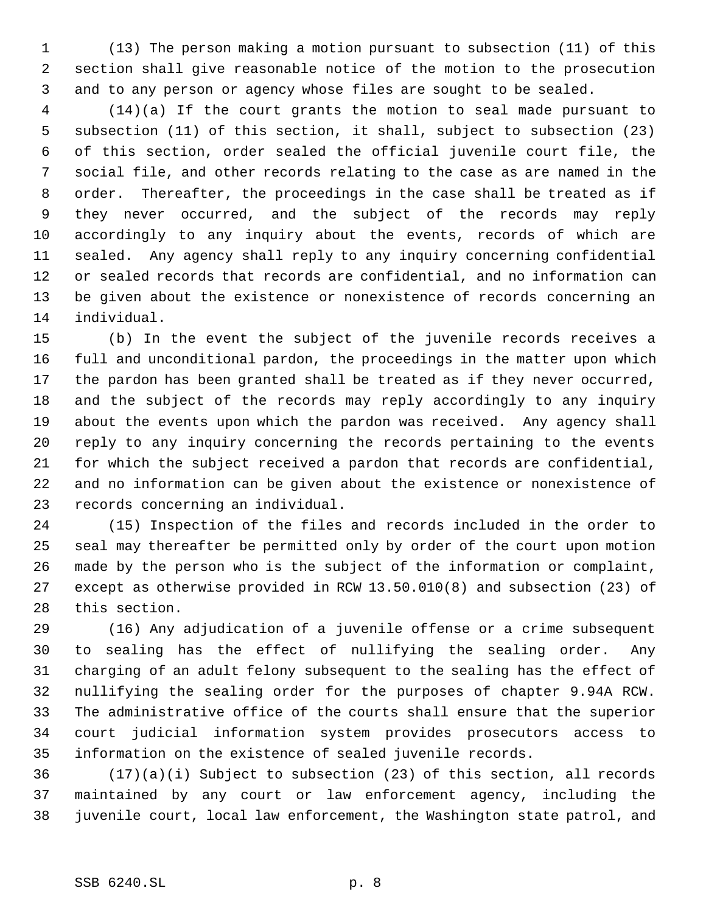(13) The person making a motion pursuant to subsection (11) of this section shall give reasonable notice of the motion to the prosecution and to any person or agency whose files are sought to be sealed.

(14)(a) If the court grants the motion to seal made pursuant to subsection (11) of this section, it shall, subject to subsection (23) of this section, order sealed the official juvenile court file, the social file, and other records relating to the case as are named in the order. Thereafter, the proceedings in the case shall be treated as if they never occurred, and the subject of the records may reply accordingly to any inquiry about the events, records of which are sealed. Any agency shall reply to any inquiry concerning confidential or sealed records that records are confidential, and no information can be given about the existence or nonexistence of records concerning an individual.

(b) In the event the subject of the juvenile records receives a full and unconditional pardon, the proceedings in the matter upon which the pardon has been granted shall be treated as if they never occurred, and the subject of the records may reply accordingly to any inquiry about the events upon which the pardon was received. Any agency shall reply to any inquiry concerning the records pertaining to the events for which the subject received a pardon that records are confidential, and no information can be given about the existence or nonexistence of records concerning an individual.

(15) Inspection of the files and records included in the order to seal may thereafter be permitted only by order of the court upon motion made by the person who is the subject of the information or complaint, except as otherwise provided in RCW 13.50.010(8) and subsection (23) of this section.

(16) Any adjudication of a juvenile offense or a crime subsequent to sealing has the effect of nullifying the sealing order. Any charging of an adult felony subsequent to the sealing has the effect of nullifying the sealing order for the purposes of chapter 9.94A RCW. The administrative office of the courts shall ensure that the superior court judicial information system provides prosecutors access to information on the existence of sealed juvenile records.

(17)(a)(i) Subject to subsection (23) of this section, all records maintained by any court or law enforcement agency, including the juvenile court, local law enforcement, the Washington state patrol, and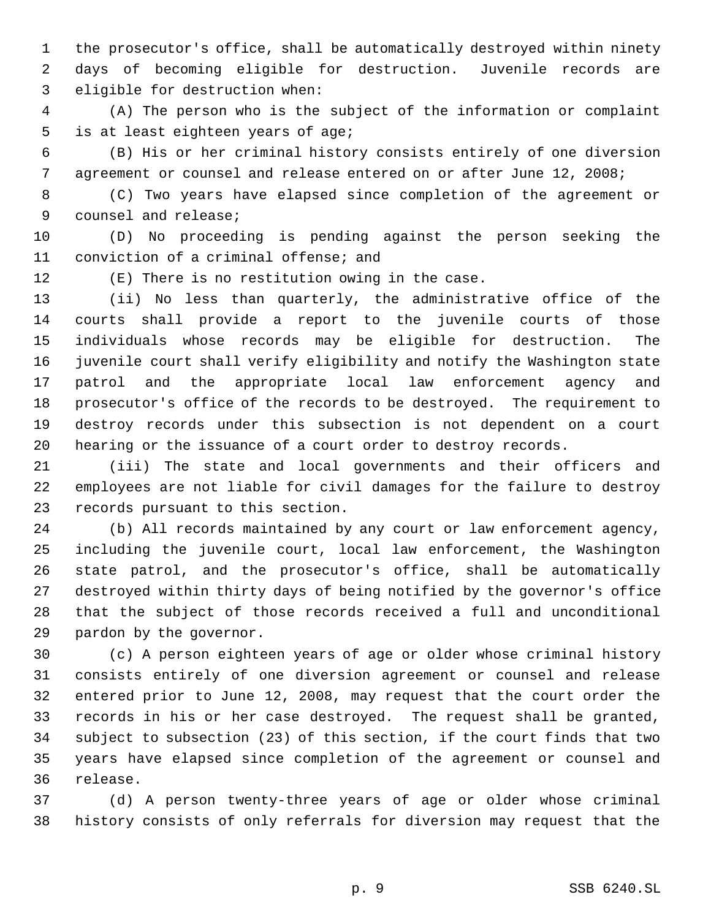the prosecutor's office, shall be automatically destroyed within ninety days of becoming eligible for destruction. Juvenile records are eligible for destruction when:

(A) The person who is the subject of the information or complaint is at least eighteen years of age;

(B) His or her criminal history consists entirely of one diversion agreement or counsel and release entered on or after June 12, 2008;

(C) Two years have elapsed since completion of the agreement or counsel and release;

(D) No proceeding is pending against the person seeking the conviction of a criminal offense; and

(E) There is no restitution owing in the case.

(ii) No less than quarterly, the administrative office of the courts shall provide a report to the juvenile courts of those individuals whose records may be eligible for destruction. The juvenile court shall verify eligibility and notify the Washington state patrol and the appropriate local law enforcement agency and prosecutor's office of the records to be destroyed. The requirement to destroy records under this subsection is not dependent on a court hearing or the issuance of a court order to destroy records.

(iii) The state and local governments and their officers and employees are not liable for civil damages for the failure to destroy records pursuant to this section.

(b) All records maintained by any court or law enforcement agency, including the juvenile court, local law enforcement, the Washington state patrol, and the prosecutor's office, shall be automatically destroyed within thirty days of being notified by the governor's office that the subject of those records received a full and unconditional pardon by the governor.

(c) A person eighteen years of age or older whose criminal history consists entirely of one diversion agreement or counsel and release entered prior to June 12, 2008, may request that the court order the records in his or her case destroyed. The request shall be granted, subject to subsection (23) of this section, if the court finds that two years have elapsed since completion of the agreement or counsel and release.

(d) A person twenty-three years of age or older whose criminal history consists of only referrals for diversion may request that the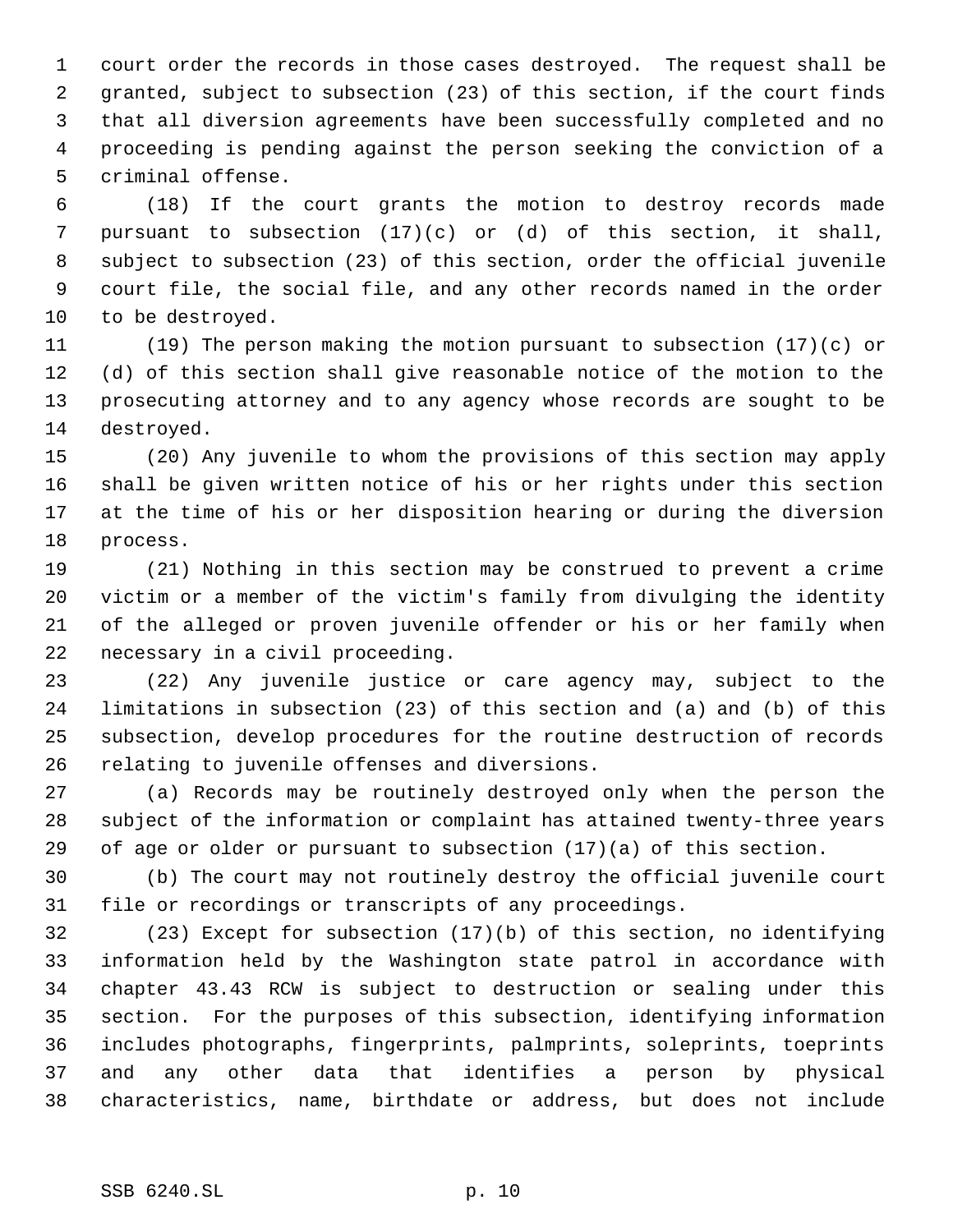court order the records in those cases destroyed. The request shall be granted, subject to subsection (23) of this section, if the court finds that all diversion agreements have been successfully completed and no proceeding is pending against the person seeking the conviction of a criminal offense.

(18) If the court grants the motion to destroy records made pursuant to subsection (17)(c) or (d) of this section, it shall, subject to subsection (23) of this section, order the official juvenile court file, the social file, and any other records named in the order to be destroyed.

(19) The person making the motion pursuant to subsection (17)(c) or (d) of this section shall give reasonable notice of the motion to the prosecuting attorney and to any agency whose records are sought to be destroyed.

(20) Any juvenile to whom the provisions of this section may apply shall be given written notice of his or her rights under this section at the time of his or her disposition hearing or during the diversion process.

(21) Nothing in this section may be construed to prevent a crime victim or a member of the victim's family from divulging the identity of the alleged or proven juvenile offender or his or her family when necessary in a civil proceeding.

(22) Any juvenile justice or care agency may, subject to the limitations in subsection (23) of this section and (a) and (b) of this subsection, develop procedures for the routine destruction of records relating to juvenile offenses and diversions.

(a) Records may be routinely destroyed only when the person the subject of the information or complaint has attained twenty-three years of age or older or pursuant to subsection (17)(a) of this section.

(b) The court may not routinely destroy the official juvenile court file or recordings or transcripts of any proceedings.

(23) Except for subsection (17)(b) of this section, no identifying information held by the Washington state patrol in accordance with chapter 43.43 RCW is subject to destruction or sealing under this section. For the purposes of this subsection, identifying information includes photographs, fingerprints, palmprints, soleprints, toeprints and any other data that identifies a person by physical characteristics, name, birthdate or address, but does not include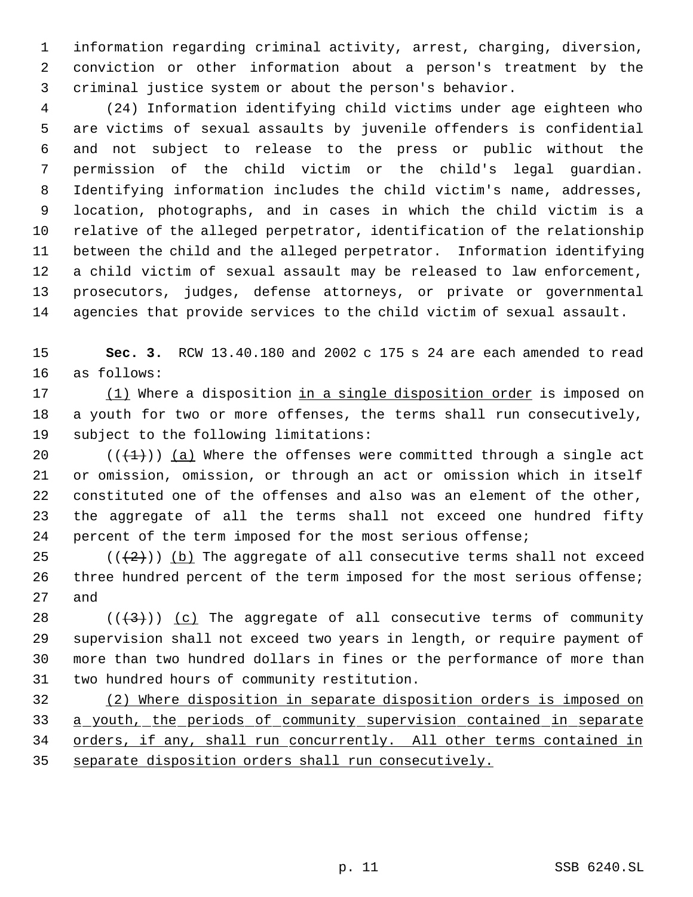information regarding criminal activity, arrest, charging, diversion, conviction or other information about a person's treatment by the criminal justice system or about the person's behavior.

(24) Information identifying child victims under age eighteen who are victims of sexual assaults by juvenile offenders is confidential and not subject to release to the press or public without the permission of the child victim or the child's legal guardian. Identifying information includes the child victim's name, addresses, location, photographs, and in cases in which the child victim is a relative of the alleged perpetrator, identification of the relationship between the child and the alleged perpetrator. Information identifying a child victim of sexual assault may be released to law enforcement, prosecutors, judges, defense attorneys, or private or governmental agencies that provide services to the child victim of sexual assault.

**Sec. 3.** RCW 13.40.180 and 2002 c 175 s 24 are each amended to read as follows:

(1) Where a disposition in a single disposition order is imposed on a youth for two or more offenses, the terms shall run consecutively, subject to the following limitations:

(((1))) (a) Where the offenses were committed through a single act or omission, omission, or through an act or omission which in itself constituted one of the offenses and also was an element of the other, the aggregate of all the terms shall not exceed one hundred fifty percent of the term imposed for the most serious offense;

(((2))) (b) The aggregate of all consecutive terms shall not exceed three hundred percent of the term imposed for the most serious offense; and

(((3))) (c) The aggregate of all consecutive terms of community supervision shall not exceed two years in length, or require payment of more than two hundred dollars in fines or the performance of more than two hundred hours of community restitution.

(2) Where disposition in separate disposition orders is imposed on a youth, the periods of community supervision contained in separate orders, if any, shall run concurrently. All other terms contained in separate disposition orders shall run consecutively.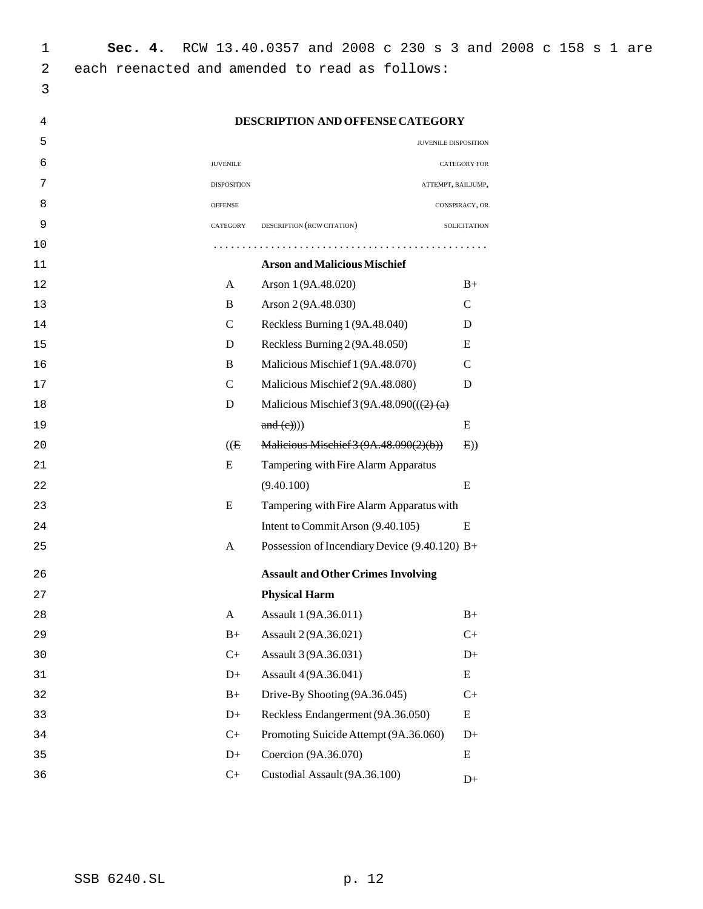**Sec. 4.** RCW 13.40.0357 and 2008 c 230 s 3 and 2008 c 158 s 1 are each reenacted and amended to read as follows:

**DESCRIPTION AND OFFENSE CATEGORY**

| JUVENILE DISPOSITION OFFENSE CATEGORY | DESCRIPTION (RCW CITATION) | JUVENILE DISPOSITION CATEGORY FOR ATTEMPT, BAILJUMP, CONSPIRACY, OR SOLICITATION |
|---|---|---|
| ............... | ............... | ............... |
| | **Arson and Malicious Mischief** | |
| A | Arson 1 (9A.48.020) | B+ |
| B | Arson 2 (9A.48.030) | C |
| C | Reckless Burning 1 (9A.48.040) | D |
| D | Reckless Burning 2 (9A.48.050) | E |
| B | Malicious Mischief 1 (9A.48.070) | C |
| C | Malicious Mischief 2 (9A.48.080) | D |
| D | Malicious Mischief 3 (9A.48.090(((2) (a) and (c)))) | E |
| ((E | Malicious Mischief 3 (9A.48.090(2)(b)) | E)) |
| E | Tampering with Fire Alarm Apparatus (9.40.100) | E |
| E | Tampering with Fire Alarm Apparatus with Intent to Commit Arson (9.40.105) | E |
| A | Possession of Incendiary Device (9.40.120) | B+ |
| | **Assault and Other Crimes Involving Physical Harm** | |
| A | Assault 1 (9A.36.011) | B+ |
| B+ | Assault 2 (9A.36.021) | C+ |
| C+ | Assault 3 (9A.36.031) | D+ |
| D+ | Assault 4 (9A.36.041) | E |
| B+ | Drive-By Shooting (9A.36.045) | C+ |
| D+ | Reckless Endangerment (9A.36.050) | E |
| C+ | Promoting Suicide Attempt (9A.36.060) | D+ |
| D+ | Coercion (9A.36.070) | E |
| C+ | Custodial Assault (9A.36.100) | D+ |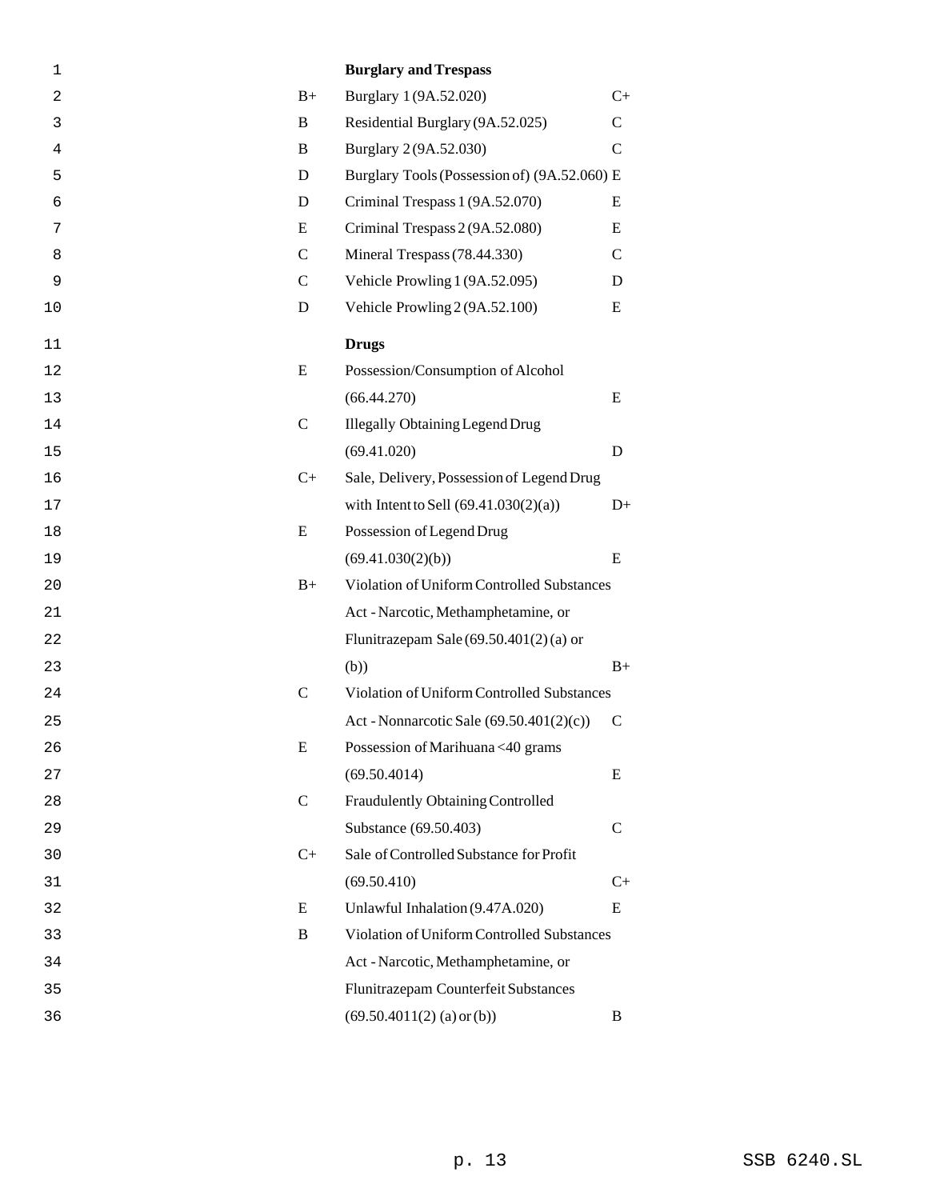| | Burglary and Trespass | |
|---|---|---|
| B+ | Burglary 1 (9A.52.020) | C+ |
| B | Residential Burglary (9A.52.025) | C |
| B | Burglary 2 (9A.52.030) | C |
| D | Burglary Tools (Possession of) (9A.52.060) | E |
| D | Criminal Trespass 1 (9A.52.070) | E |
| E | Criminal Trespass 2 (9A.52.080) | E |
| C | Mineral Trespass (78.44.330) | C |
| C | Vehicle Prowling 1 (9A.52.095) | D |
| D | Vehicle Prowling 2 (9A.52.100) | E |
| | **Drugs** | |
| E | Possession/Consumption of Alcohol (66.44.270) | E |
| C | Illegally Obtaining Legend Drug (69.41.020) | D |
| C+ | Sale, Delivery, Possession of Legend Drug with Intent to Sell (69.41.030(2)(a)) | D+ |
| E | Possession of Legend Drug (69.41.030(2)(b)) | E |
| B+ | Violation of Uniform Controlled Substances Act - Narcotic, Methamphetamine, or Flunitrazepam Sale (69.50.401(2) (a) or (b)) | B+ |
| C | Violation of Uniform Controlled Substances Act - Nonnarcotic Sale (69.50.401(2)(c)) | C |
| E | Possession of Marihuana <40 grams (69.50.4014) | E |
| C | Fraudulently Obtaining Controlled Substance (69.50.403) | C |
| C+ | Sale of Controlled Substance for Profit (69.50.410) | C+ |
| E | Unlawful Inhalation (9.47A.020) | E |
| B | Violation of Uniform Controlled Substances Act - Narcotic, Methamphetamine, or Flunitrazepam Counterfeit Substances (69.50.4011(2) (a) or (b)) | B |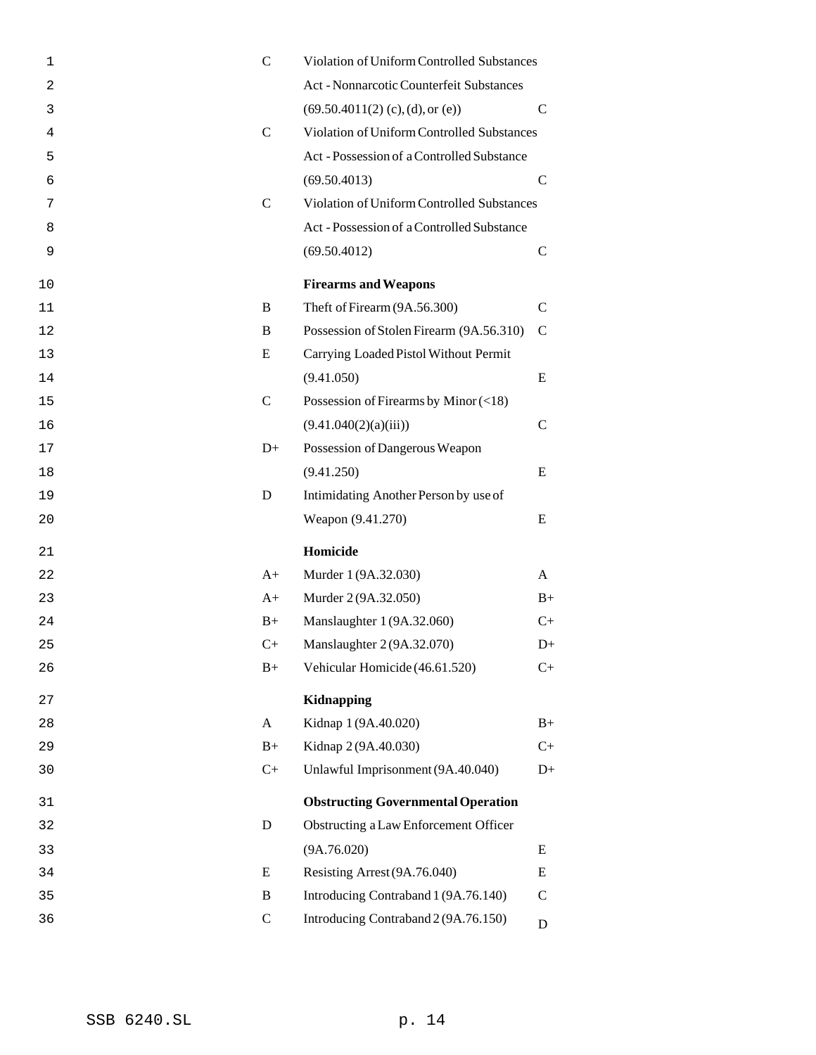| | | |
|---|---|---|
| C | Violation of Uniform Controlled Substances Act - Nonnarcotic Counterfeit Substances (69.50.4011(2) (c), (d), or (e)) | C |
| C | Violation of Uniform Controlled Substances Act - Possession of a Controlled Substance (69.50.4013) | C |
| C | Violation of Uniform Controlled Substances Act - Possession of a Controlled Substance (69.50.4012) | C |
| | **Firearms and Weapons** | |
| B | Theft of Firearm (9A.56.300) | C |
| B | Possession of Stolen Firearm (9A.56.310) | C |
| E | Carrying Loaded Pistol Without Permit (9.41.050) | E |
| C | Possession of Firearms by Minor (<18) (9.41.040(2)(a)(iii)) | C |
| D+ | Possession of Dangerous Weapon (9.41.250) | E |
| D | Intimidating Another Person by use of Weapon (9.41.270) | E |
| | **Homicide** | |
| A+ | Murder 1 (9A.32.030) | A |
| A+ | Murder 2 (9A.32.050) | B+ |
| B+ | Manslaughter 1 (9A.32.060) | C+ |
| C+ | Manslaughter 2 (9A.32.070) | D+ |
| B+ | Vehicular Homicide (46.61.520) | C+ |
| | **Kidnapping** | |
| A | Kidnap 1 (9A.40.020) | B+ |
| B+ | Kidnap 2 (9A.40.030) | C+ |
| C+ | Unlawful Imprisonment (9A.40.040) | D+ |
| | **Obstructing Governmental Operation** | |
| D | Obstructing a Law Enforcement Officer (9A.76.020) | E |
| E | Resisting Arrest (9A.76.040) | E |
| B | Introducing Contraband 1 (9A.76.140) | C |
| C | Introducing Contraband 2 (9A.76.150) | D |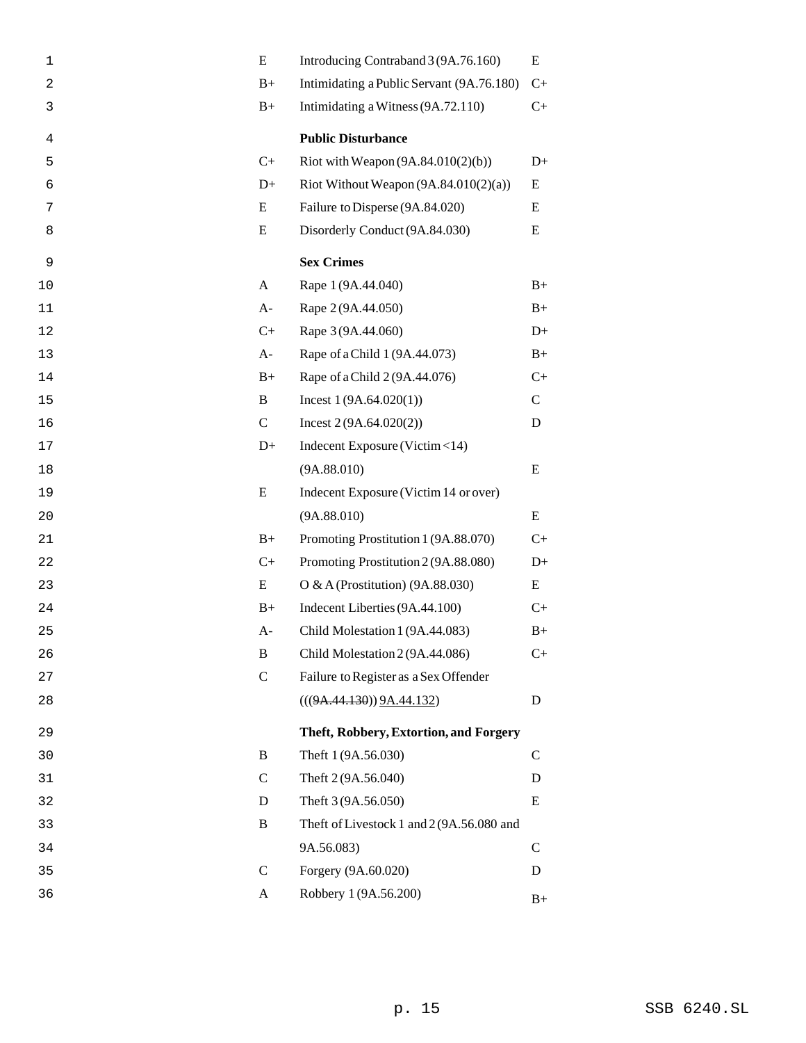| | | |
|---|---|---|
| E | Introducing Contraband 3 (9A.76.160) | E |
| B+ | Intimidating a Public Servant (9A.76.180) | C+ |
| B+ | Intimidating a Witness (9A.72.110) | C+ |
| | **Public Disturbance** | |
| C+ | Riot with Weapon (9A.84.010(2)(b)) | D+ |
| D+ | Riot Without Weapon (9A.84.010(2)(a)) | E |
| E | Failure to Disperse (9A.84.020) | E |
| E | Disorderly Conduct (9A.84.030) | E |
| | **Sex Crimes** | |
| A | Rape 1 (9A.44.040) | B+ |
| A- | Rape 2 (9A.44.050) | B+ |
| C+ | Rape 3 (9A.44.060) | D+ |
| A- | Rape of a Child 1 (9A.44.073) | B+ |
| B+ | Rape of a Child 2 (9A.44.076) | C+ |
| B | Incest 1 (9A.64.020(1)) | C |
| C | Incest 2 (9A.64.020(2)) | D |
| D+ | Indecent Exposure (Victim <14) (9A.88.010) | E |
| E | Indecent Exposure (Victim 14 or over) (9A.88.010) | E |
| B+ | Promoting Prostitution 1 (9A.88.070) | C+ |
| C+ | Promoting Prostitution 2 (9A.88.080) | D+ |
| E | O & A (Prostitution) (9A.88.030) | E |
| B+ | Indecent Liberties (9A.44.100) | C+ |
| A- | Child Molestation 1 (9A.44.083) | B+ |
| B | Child Molestation 2 (9A.44.086) | C+ |
| C | Failure to Register as a Sex Offender (((~~9A.44.130~~)) <u>9A.44.132</u>) | D |
| | **Theft, Robbery, Extortion, and Forgery** | |
| B | Theft 1 (9A.56.030) | C |
| C | Theft 2 (9A.56.040) | D |
| D | Theft 3 (9A.56.050) | E |
| B | Theft of Livestock 1 and 2 (9A.56.080 and 9A.56.083) | C |
| C | Forgery (9A.60.020) | D |
| A | Robbery 1 (9A.56.200) | B+ |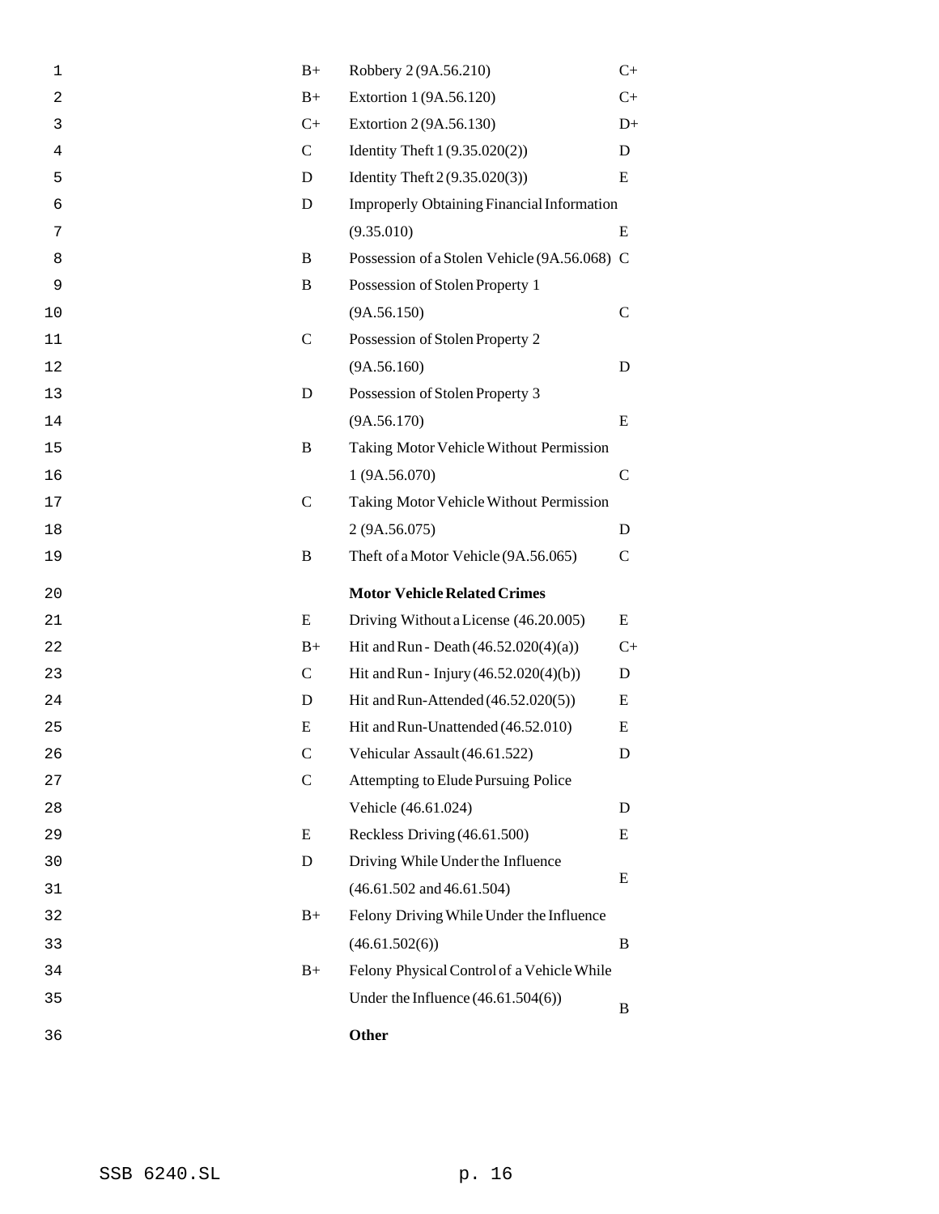| | | |
|---|---|---|
| B+ | Robbery 2 (9A.56.210) | C+ |
| B+ | Extortion 1 (9A.56.120) | C+ |
| C+ | Extortion 2 (9A.56.130) | D+ |
| C | Identity Theft 1 (9.35.020(2)) | D |
| D | Identity Theft 2 (9.35.020(3)) | E |
| D | Improperly Obtaining Financial Information (9.35.010) | E |
| B | Possession of a Stolen Vehicle (9A.56.068) | C |
| B | Possession of Stolen Property 1 (9A.56.150) | C |
| C | Possession of Stolen Property 2 (9A.56.160) | D |
| D | Possession of Stolen Property 3 (9A.56.170) | E |
| B | Taking Motor Vehicle Without Permission 1 (9A.56.070) | C |
| C | Taking Motor Vehicle Without Permission 2 (9A.56.075) | D |
| B | Theft of a Motor Vehicle (9A.56.065) | C |
| | **Motor Vehicle Related Crimes** | |
| E | Driving Without a License (46.20.005) | E |
| B+ | Hit and Run - Death (46.52.020(4)(a)) | C+ |
| C | Hit and Run - Injury (46.52.020(4)(b)) | D |
| D | Hit and Run-Attended (46.52.020(5)) | E |
| E | Hit and Run-Unattended (46.52.010) | E |
| C | Vehicular Assault (46.61.522) | D |
| C | Attempting to Elude Pursuing Police Vehicle (46.61.024) | D |
| E | Reckless Driving (46.61.500) | E |
| D | Driving While Under the Influence (46.61.502 and 46.61.504) | E |
| B+ | Felony Driving While Under the Influence (46.61.502(6)) | B |
| B+ | Felony Physical Control of a Vehicle While Under the Influence (46.61.504(6)) | B |
| | **Other** | |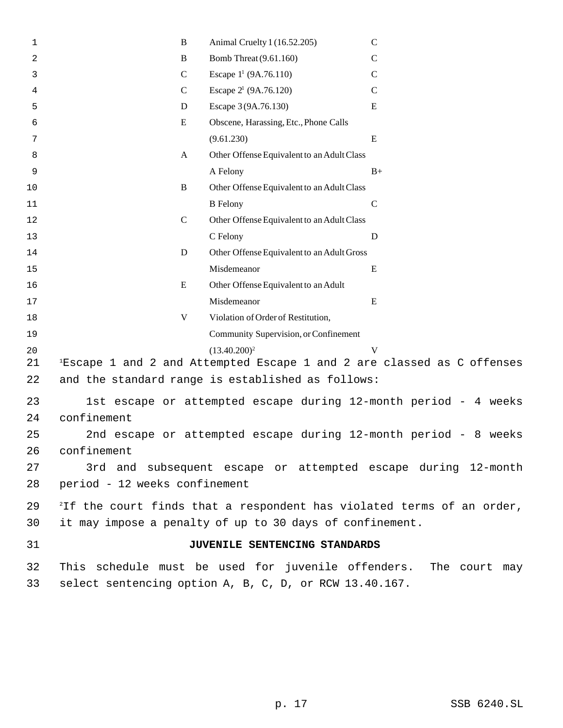| | | |
|---|---|---|
| B | Animal Cruelty 1 (16.52.205) | C |
| B | Bomb Threat (9.61.160) | C |
| C | Escape 1[1] (9A.76.110) | C |
| C | Escape 2[1] (9A.76.120) | C |
| D | Escape 3 (9A.76.130) | E |
| E | Obscene, Harassing, Etc., Phone Calls (9.61.230) | E |
| A | Other Offense Equivalent to an Adult Class A Felony | B+ |
| B | Other Offense Equivalent to an Adult Class B Felony | C |
| C | Other Offense Equivalent to an Adult Class C Felony | D |
| D | Other Offense Equivalent to an Adult Gross Misdemeanor | E |
| E | Other Offense Equivalent to an Adult Misdemeanor | E |
| V | Violation of Order of Restitution, Community Supervision, or Confinement (13.40.200)[2] | V |

[1]Escape 1 and 2 and Attempted Escape 1 and 2 are classed as C offenses and the standard range is established as follows:

1st escape or attempted escape during 12-month period - 4 weeks confinement

2nd escape or attempted escape during 12-month period - 8 weeks confinement

3rd and subsequent escape or attempted escape during 12-month period - 12 weeks confinement

[2]If the court finds that a respondent has violated terms of an order, it may impose a penalty of up to 30 days of confinement.

**JUVENILE SENTENCING STANDARDS**

This schedule must be used for juvenile offenders. The court may select sentencing option A, B, C, D, or RCW 13.40.167.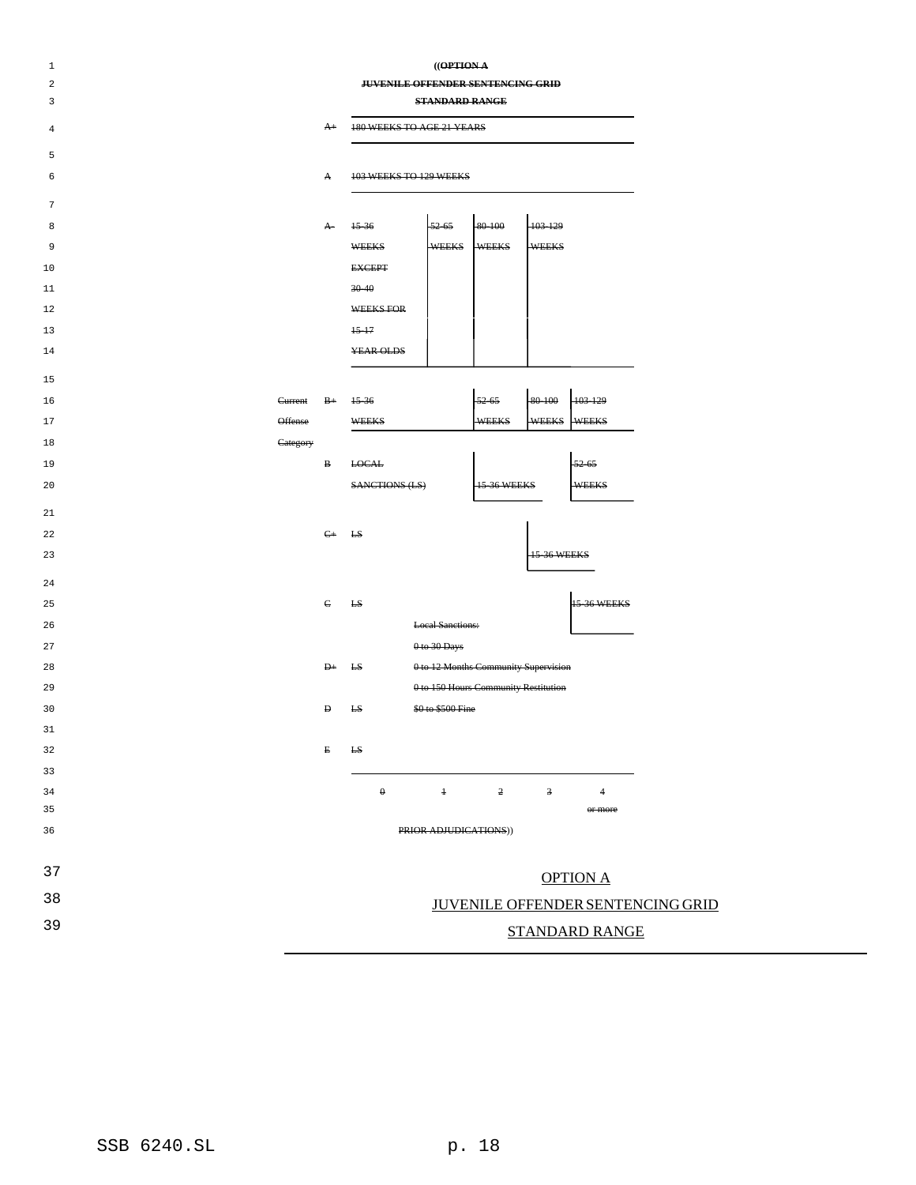((~~OPTION A~~

~~JUVENILE OFFENDER SENTENCING GRID~~

~~STANDARD RANGE~~

| | | | | | | |
|---|---|---|---|---|---|---|
| | ~~A+~~ | ~~180 WEEKS TO AGE 21 YEARS~~ | | | | |
| | ~~A~~ | ~~103 WEEKS TO 129 WEEKS~~ | | | | |
| | ~~A-~~ | ~~15-36 WEEKS EXCEPT 30-40 WEEKS FOR 15-17 YEAR OLDS~~ | ~~52-65 WEEKS~~ | ~~80-100 WEEKS~~ | ~~103-129 WEEKS~~ | |
| ~~Current Offense Category~~ | ~~B+~~ | ~~15-36 WEEKS~~ | | ~~52-65 WEEKS~~ | ~~80-100 WEEKS~~ | ~~103-129 WEEKS~~ |
| | ~~B~~ | ~~LOCAL SANCTIONS (LS)~~ | | ~~15-36 WEEKS~~ | | ~~52-65 WEEKS~~ |
| | ~~C+~~ | ~~LS~~ | | | ~~15-36 WEEKS~~ | |
| | ~~C~~ | ~~LS~~ | | | | ~~15-36 WEEKS~~ |
| | ~~D+~~ | ~~LS~~ | | | | |
| | ~~D~~ | ~~LS~~ | | | | |
| | ~~E~~ | ~~LS~~ | | | | |
| | | ~~0~~ | ~~1~~ | ~~2~~ | ~~3~~ | ~~4 or more~~ |

~~Local Sanctions:~~
~~0 to 30 Days~~
~~0 to 12 Months Community Supervision~~
~~0 to 150 Hours Community Restitution~~
~~$0 to $500 Fine~~

~~PRIOR ADJUDICATIONS~~))

<u>OPTION A</u>

<u>JUVENILE OFFENDER SENTENCING GRID</u>

<u>STANDARD RANGE</u>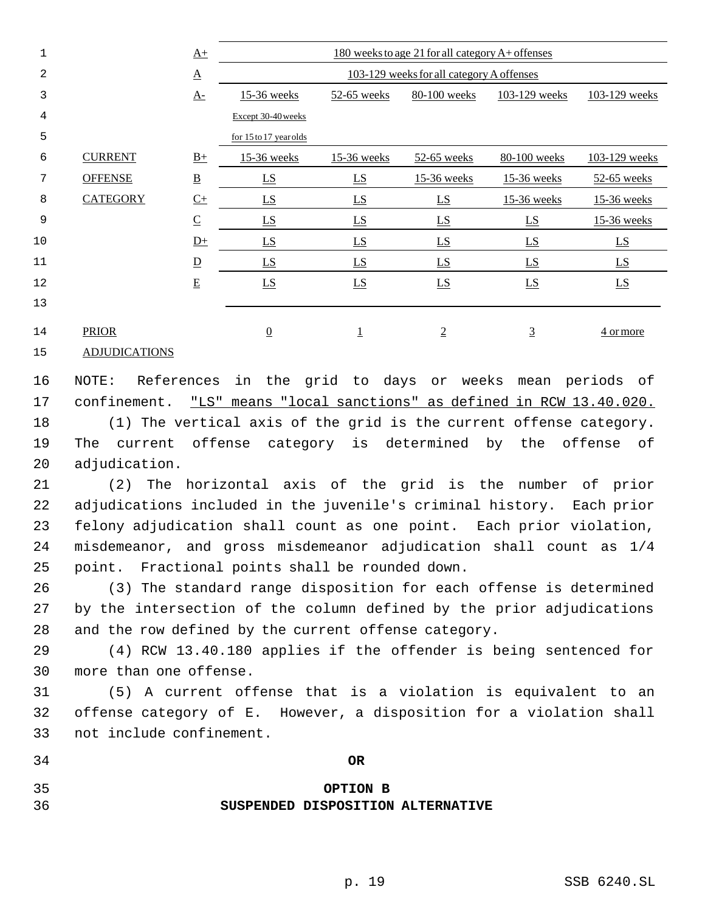| | | | | | | |
|---|---|---|---|---|---|---|
| | A+ | 180 weeks to age 21 for all category A+ offenses | | | | |
| | A | 103-129 weeks for all category A offenses | | | | |
| | A- | 15-36 weeks Except 30-40 weeks for 15 to 17 year olds | 52-65 weeks | 80-100 weeks | 103-129 weeks | 103-129 weeks |
| CURRENT | B+ | 15-36 weeks | 15-36 weeks | 52-65 weeks | 80-100 weeks | 103-129 weeks |
| OFFENSE | B | LS | LS | 15-36 weeks | 15-36 weeks | 52-65 weeks |
| CATEGORY | C+ | LS | LS | LS | 15-36 weeks | 15-36 weeks |
| | C | LS | LS | LS | LS | 15-36 weeks |
| | D+ | LS | LS | LS | LS | LS |
| | D | LS | LS | LS | LS | LS |
| | E | LS | LS | LS | LS | LS |
| PRIOR ADJUDICATIONS | | 0 | 1 | 2 | 3 | 4 or more |

NOTE: References in the grid to days or weeks mean periods of confinement. "LS" means "local sanctions" as defined in RCW 13.40.020.

(1) The vertical axis of the grid is the current offense category. The current offense category is determined by the offense of adjudication.

(2) The horizontal axis of the grid is the number of prior adjudications included in the juvenile's criminal history. Each prior felony adjudication shall count as one point. Each prior violation, misdemeanor, and gross misdemeanor adjudication shall count as 1/4 point. Fractional points shall be rounded down.

(3) The standard range disposition for each offense is determined by the intersection of the column defined by the prior adjudications and the row defined by the current offense category.

(4) RCW 13.40.180 applies if the offender is being sentenced for more than one offense.

(5) A current offense that is a violation is equivalent to an offense category of E. However, a disposition for a violation shall not include confinement.

**OR**

**OPTION B**
**SUSPENDED DISPOSITION ALTERNATIVE**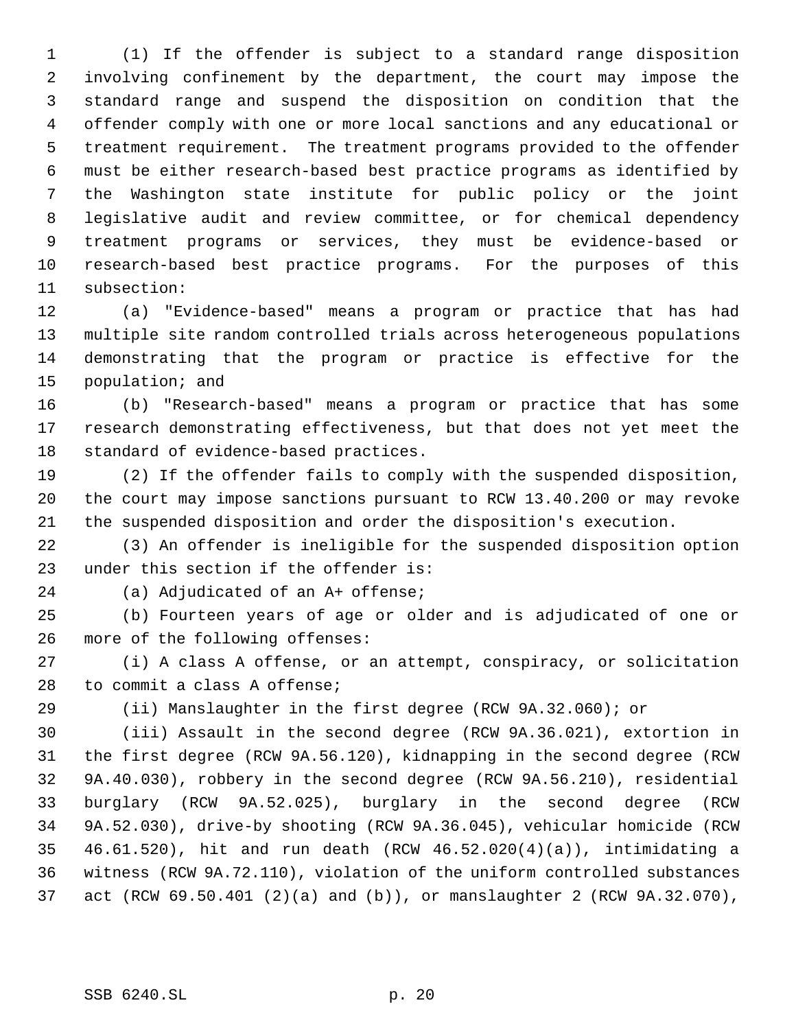(1) If the offender is subject to a standard range disposition involving confinement by the department, the court may impose the standard range and suspend the disposition on condition that the offender comply with one or more local sanctions and any educational or treatment requirement. The treatment programs provided to the offender must be either research-based best practice programs as identified by the Washington state institute for public policy or the joint legislative audit and review committee, or for chemical dependency treatment programs or services, they must be evidence-based or research-based best practice programs. For the purposes of this subsection:

(a) "Evidence-based" means a program or practice that has had multiple site random controlled trials across heterogeneous populations demonstrating that the program or practice is effective for the population; and

(b) "Research-based" means a program or practice that has some research demonstrating effectiveness, but that does not yet meet the standard of evidence-based practices.

(2) If the offender fails to comply with the suspended disposition, the court may impose sanctions pursuant to RCW 13.40.200 or may revoke the suspended disposition and order the disposition's execution.

(3) An offender is ineligible for the suspended disposition option under this section if the offender is:

(a) Adjudicated of an A+ offense;

(b) Fourteen years of age or older and is adjudicated of one or more of the following offenses:

(i) A class A offense, or an attempt, conspiracy, or solicitation to commit a class A offense;

(ii) Manslaughter in the first degree (RCW 9A.32.060); or

(iii) Assault in the second degree (RCW 9A.36.021), extortion in the first degree (RCW 9A.56.120), kidnapping in the second degree (RCW 9A.40.030), robbery in the second degree (RCW 9A.56.210), residential burglary (RCW 9A.52.025), burglary in the second degree (RCW 9A.52.030), drive-by shooting (RCW 9A.36.045), vehicular homicide (RCW 46.61.520), hit and run death (RCW 46.52.020(4)(a)), intimidating a witness (RCW 9A.72.110), violation of the uniform controlled substances act (RCW 69.50.401 (2)(a) and (b)), or manslaughter 2 (RCW 9A.32.070),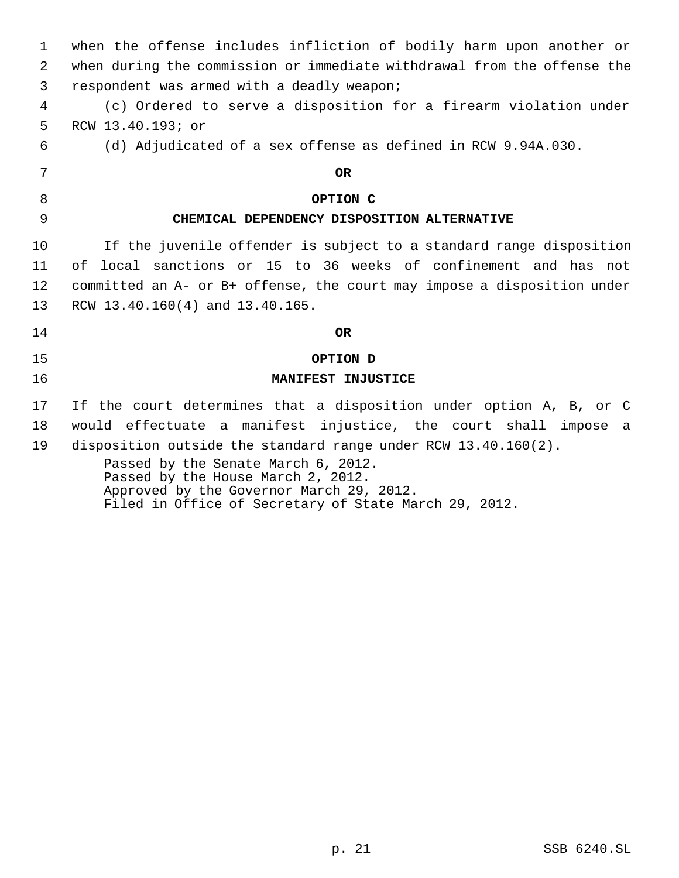when the offense includes infliction of bodily harm upon another or when during the commission or immediate withdrawal from the offense the respondent was armed with a deadly weapon;

(c) Ordered to serve a disposition for a firearm violation under RCW 13.40.193; or

(d) Adjudicated of a sex offense as defined in RCW 9.94A.030.

**OR**

**OPTION C**
**CHEMICAL DEPENDENCY DISPOSITION ALTERNATIVE**

If the juvenile offender is subject to a standard range disposition of local sanctions or 15 to 36 weeks of confinement and has not committed an A- or B+ offense, the court may impose a disposition under RCW 13.40.160(4) and 13.40.165.

**OR**

**OPTION D**
**MANIFEST INJUSTICE**

If the court determines that a disposition under option A, B, or C would effectuate a manifest injustice, the court shall impose a disposition outside the standard range under RCW 13.40.160(2).

Passed by the Senate March 6, 2012.
Passed by the House March 2, 2012.
Approved by the Governor March 29, 2012.
Filed in Office of Secretary of State March 29, 2012.